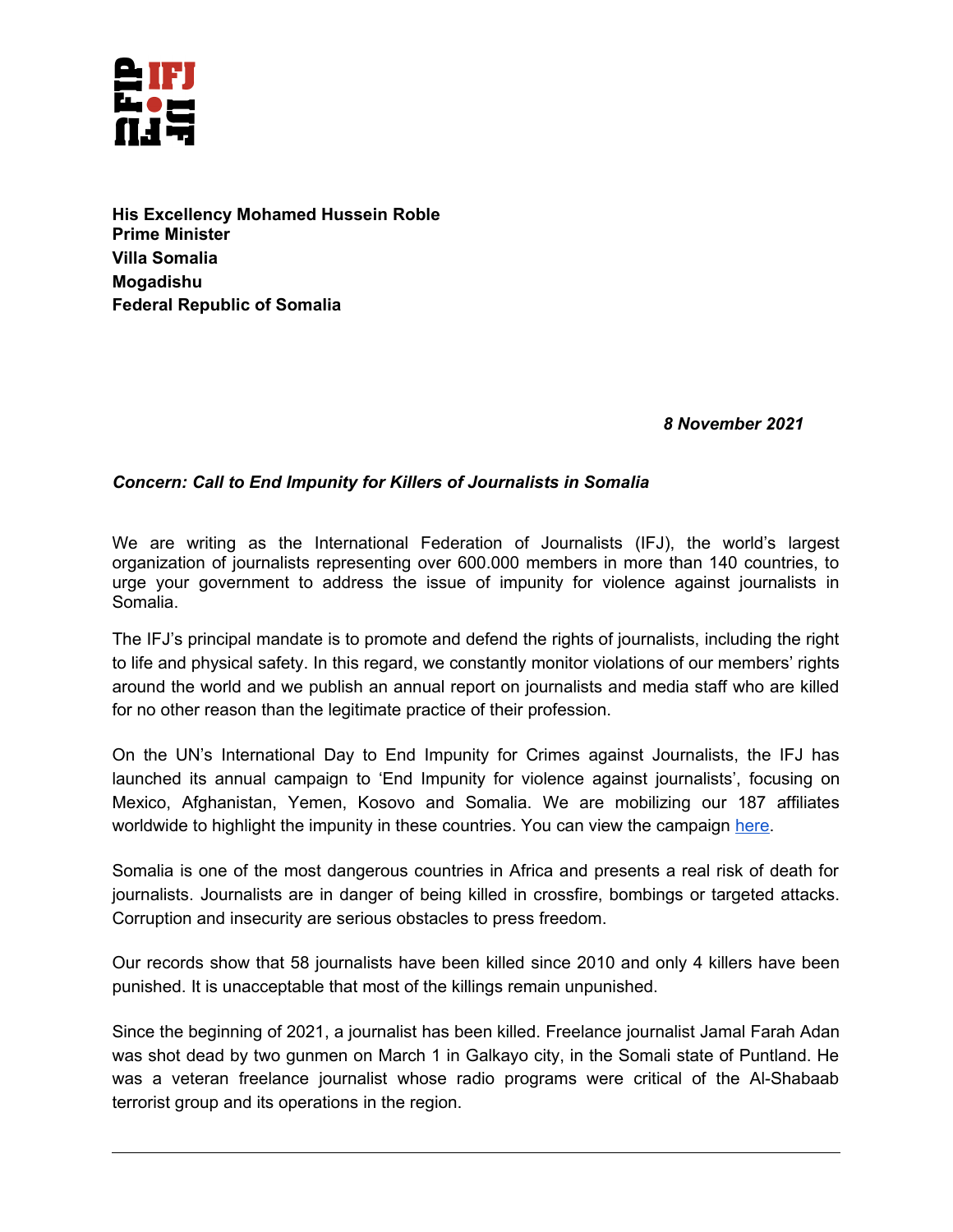**His Excellency Mohamed Hussein Roble**
**Prime Minister**
**Villa Somalia**
**Mogadishu**
**Federal Republic of Somalia**

***8 November 2021***

***Concern: Call to End Impunity for Killers of Journalists in Somalia***

We are writing as the International Federation of Journalists (IFJ), the world's largest organization of journalists representing over 600.000 members in more than 140 countries, to urge your government to address the issue of impunity for violence against journalists in Somalia.

The IFJ's principal mandate is to promote and defend the rights of journalists, including the right to life and physical safety. In this regard, we constantly monitor violations of our members' rights around the world and we publish an annual report on journalists and media staff who are killed for no other reason than the legitimate practice of their profession.

On the UN's International Day to End Impunity for Crimes against Journalists, the IFJ has launched its annual campaign to 'End Impunity for violence against journalists', focusing on Mexico, Afghanistan, Yemen, Kosovo and Somalia. We are mobilizing our 187 affiliates worldwide to highlight the impunity in these countries. You can view the campaign here.

Somalia is one of the most dangerous countries in Africa and presents a real risk of death for journalists. Journalists are in danger of being killed in crossfire, bombings or targeted attacks. Corruption and insecurity are serious obstacles to press freedom.

Our records show that 58 journalists have been killed since 2010 and only 4 killers have been punished. It is unacceptable that most of the killings remain unpunished.

Since the beginning of 2021, a journalist has been killed. Freelance journalist Jamal Farah Adan was shot dead by two gunmen on March 1 in Galkayo city, in the Somali state of Puntland. He was a veteran freelance journalist whose radio programs were critical of the Al-Shabaab terrorist group and its operations in the region.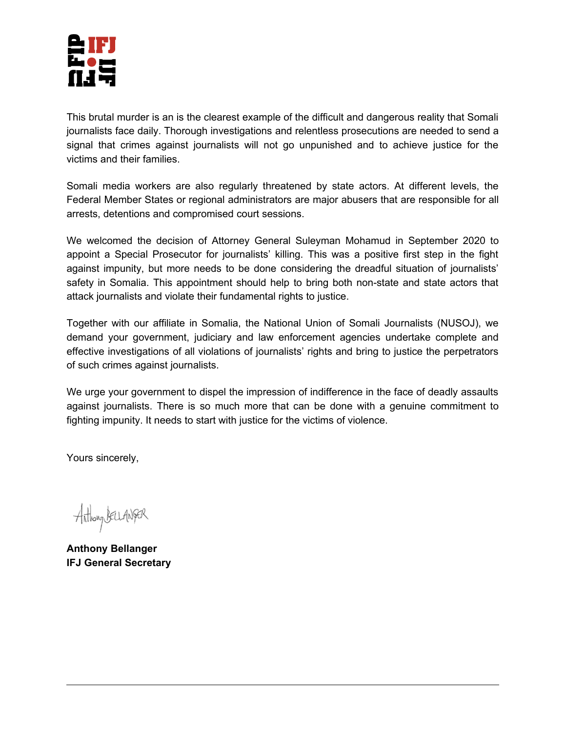This brutal murder is an is the clearest example of the difficult and dangerous reality that Somali journalists face daily. Thorough investigations and relentless prosecutions are needed to send a signal that crimes against journalists will not go unpunished and to achieve justice for the victims and their families.

Somali media workers are also regularly threatened by state actors. At different levels, the Federal Member States or regional administrators are major abusers that are responsible for all arrests, detentions and compromised court sessions.

We welcomed the decision of Attorney General Suleyman Mohamud in September 2020 to appoint a Special Prosecutor for journalists' killing. This was a positive first step in the fight against impunity, but more needs to be done considering the dreadful situation of journalists' safety in Somalia. This appointment should help to bring both non-state and state actors that attack journalists and violate their fundamental rights to justice.

Together with our affiliate in Somalia, the National Union of Somali Journalists (NUSOJ), we demand your government, judiciary and law enforcement agencies undertake complete and effective investigations of all violations of journalists' rights and bring to justice the perpetrators of such crimes against journalists.

We urge your government to dispel the impression of indifference in the face of deadly assaults against journalists. There is so much more that can be done with a genuine commitment to fighting impunity. It needs to start with justice for the victims of violence.

Yours sincerely,

**Anthony Bellanger**
**IFJ General Secretary**